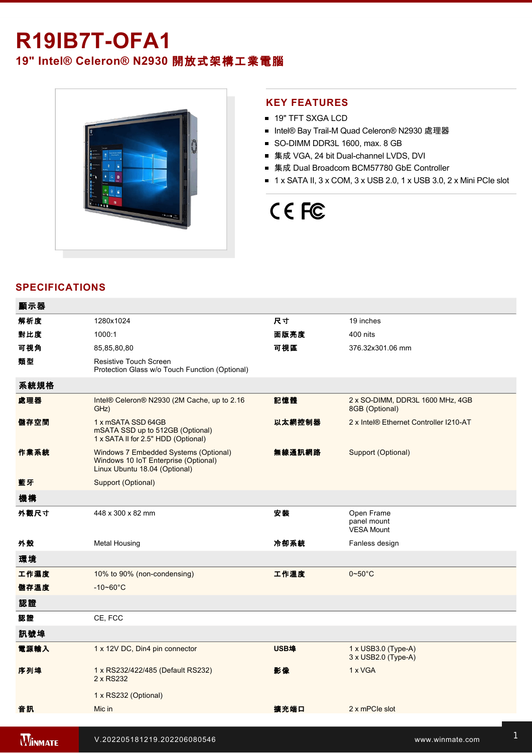# R19IB7T-OFA1

## 19" Intel® Celeron® N2930 開放式架構工業電腦

## KEY FEATURES

- 19" TFT SXGA LCD
- Intel® Bay Trail-M Quad Celeron® N2930 處理器
- SO-DIMM DDR3L 1600, max. 8 GB
- 集成 VGA, 24 bit Dual-channel LVDS, DVI
- 集成 Dual Broadcom BCM57780 GbE Controller
- 1 x SATA II, 3 x COM, 3 x USB 2.0, 1 x USB 3.0, 2 x Mini PCIe slot

## SPECIFICATIONS

| 顯示器 | | | |
|---|---|---|---|
| 解析度 | 1280x1024 | 尺寸 | 19 inches |
| 對比度 | 1000:1 | 面版亮度 | 400 nits |
| 可視角 | 85,85,80,80 | 可視區 | 376.32x301.06 mm |
| 類型 | Resistive Touch Screen<br>Protection Glass w/o Touch Function (Optional) | | |
| **系統規格** | | | |
| 處理器 | Intel® Celeron® N2930 (2M Cache, up to 2.16 GHz) | 記憶體 | 2 x SO-DIMM, DDR3L 1600 MHz, 4GB<br>8GB (Optional) |
| 儲存空間 | 1 x mSATA SSD 64GB<br>mSATA SSD up to 512GB (Optional)<br>1 x SATA II for 2.5" HDD (Optional) | 以太網控制器 | 2 x Intel® Ethernet Controller I210-AT |
| 作業系統 | Windows 7 Embedded Systems (Optional)<br>Windows 10 IoT Enterprise (Optional)<br>Linux Ubuntu 18.04 (Optional) | 無線通訊網路 | Support (Optional) |
| 藍牙 | Support (Optional) | | |
| **機構** | | | |
| 外觀尺寸 | 448 x 300 x 82 mm | 安裝 | Open Frame<br>panel mount<br>VESA Mount |
| 外殼 | Metal Housing | 冷卻系統 | Fanless design |
| **環境** | | | |
| 工作濕度 | 10% to 90% (non-condensing) | 工作溫度 | 0~50°C |
| 儲存溫度 | -10~60°C | | |
| **認證** | | | |
| 認證 | CE, FCC | | |
| **訊號埠** | | | |
| 電源輸入 | 1 x 12V DC, Din4 pin connector | USB埠 | 1 x USB3.0 (Type-A)<br>3 x USB2.0 (Type-A) |
| 序列埠 | 1 x RS232/422/485 (Default RS232)<br>2 x RS232<br><br>1 x RS232 (Optional) | 影像 | 1 x VGA |
| 音訊 | Mic in | 擴充端口 | 2 x mPCIe slot |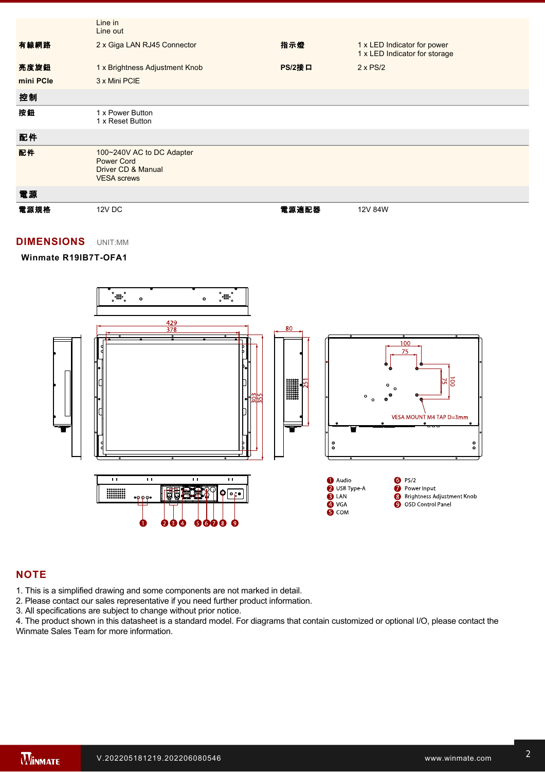| | | | |
|---|---|---|---|
| | Line in<br>Line out | | |
| 有線網路 | 2 x Giga LAN RJ45 Connector | 指示燈 | 1 x LED Indicator for power<br>1 x LED Indicator for storage |
| 亮度旋鈕 | 1 x Brightness Adjustment Knob | PS/2接口 | 2 x PS/2 |
| mini PCIe | 3 x Mini PCIE | | |
| **控制** | | | |
| 按鈕 | 1 x Power Button<br>1 x Reset Button | | |
| **配件** | | | |
| 配件 | 100~240V AC to DC Adapter<br>Power Cord<br>Driver CD & Manual<br>VESA screws | | |
| **電源** | | | |
| 電源規格 | 12V DC | 電源適配器 | 12V 84W |

## DIMENSIONS UNIT:MM

**Winmate R19IB7T-OFA1**

429
378
80
303
355
251
100
75
75
100
VESA MOUNT M4 TAP D=3mm

1 Audio
2 USB Type-A
3 LAN
4 VGA
5 COM
6 PS/2
7 Power Input
8 Brightness Adjustment Knob
9 OSD Control Panel

## NOTE

1. This is a simplified drawing and some components are not marked in detail.
2. Please contact our sales representative if you need further product information.
3. All specifications are subject to change without prior notice.
4. The product shown in this datasheet is a standard model. For diagrams that contain customized or optional I/O, please contact the Winmate Sales Team for more information.